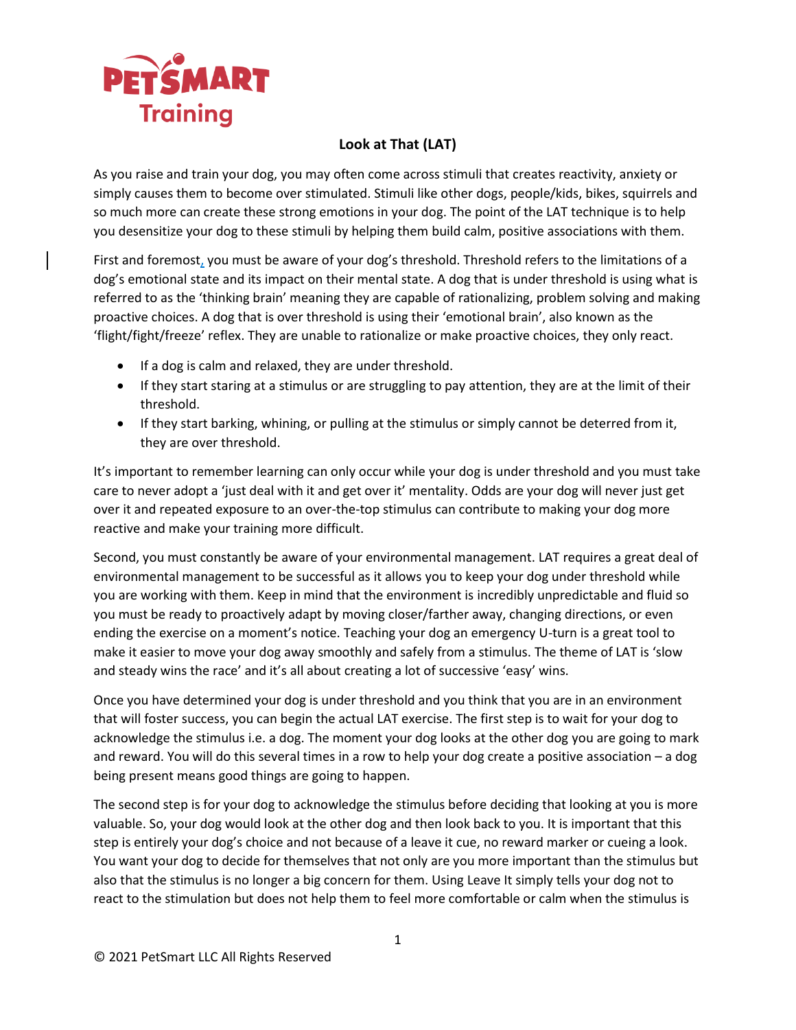PETSMART Training

## Look at That (LAT)

As you raise and train your dog, you may often come across stimuli that creates reactivity, anxiety or simply causes them to become over stimulated. Stimuli like other dogs, people/kids, bikes, squirrels and so much more can create these strong emotions in your dog. The point of the LAT technique is to help you desensitize your dog to these stimuli by helping them build calm, positive associations with them.

First and foremost, you must be aware of your dog's threshold. Threshold refers to the limitations of a dog's emotional state and its impact on their mental state. A dog that is under threshold is using what is referred to as the 'thinking brain' meaning they are capable of rationalizing, problem solving and making proactive choices. A dog that is over threshold is using their 'emotional brain', also known as the 'flight/fight/freeze' reflex. They are unable to rationalize or make proactive choices, they only react.

- If a dog is calm and relaxed, they are under threshold.
- If they start staring at a stimulus or are struggling to pay attention, they are at the limit of their threshold.
- If they start barking, whining, or pulling at the stimulus or simply cannot be deterred from it, they are over threshold.

It's important to remember learning can only occur while your dog is under threshold and you must take care to never adopt a 'just deal with it and get over it' mentality. Odds are your dog will never just get over it and repeated exposure to an over-the-top stimulus can contribute to making your dog more reactive and make your training more difficult.

Second, you must constantly be aware of your environmental management. LAT requires a great deal of environmental management to be successful as it allows you to keep your dog under threshold while you are working with them. Keep in mind that the environment is incredibly unpredictable and fluid so you must be ready to proactively adapt by moving closer/farther away, changing directions, or even ending the exercise on a moment's notice. Teaching your dog an emergency U-turn is a great tool to make it easier to move your dog away smoothly and safely from a stimulus. The theme of LAT is 'slow and steady wins the race' and it's all about creating a lot of successive 'easy' wins.

Once you have determined your dog is under threshold and you think that you are in an environment that will foster success, you can begin the actual LAT exercise. The first step is to wait for your dog to acknowledge the stimulus i.e. a dog. The moment your dog looks at the other dog you are going to mark and reward. You will do this several times in a row to help your dog create a positive association – a dog being present means good things are going to happen.

The second step is for your dog to acknowledge the stimulus before deciding that looking at you is more valuable. So, your dog would look at the other dog and then look back to you. It is important that this step is entirely your dog's choice and not because of a leave it cue, no reward marker or cueing a look. You want your dog to decide for themselves that not only are you more important than the stimulus but also that the stimulus is no longer a big concern for them. Using Leave It simply tells your dog not to react to the stimulation but does not help them to feel more comfortable or calm when the stimulus is

© 2021 PetSmart LLC All Rights Reserved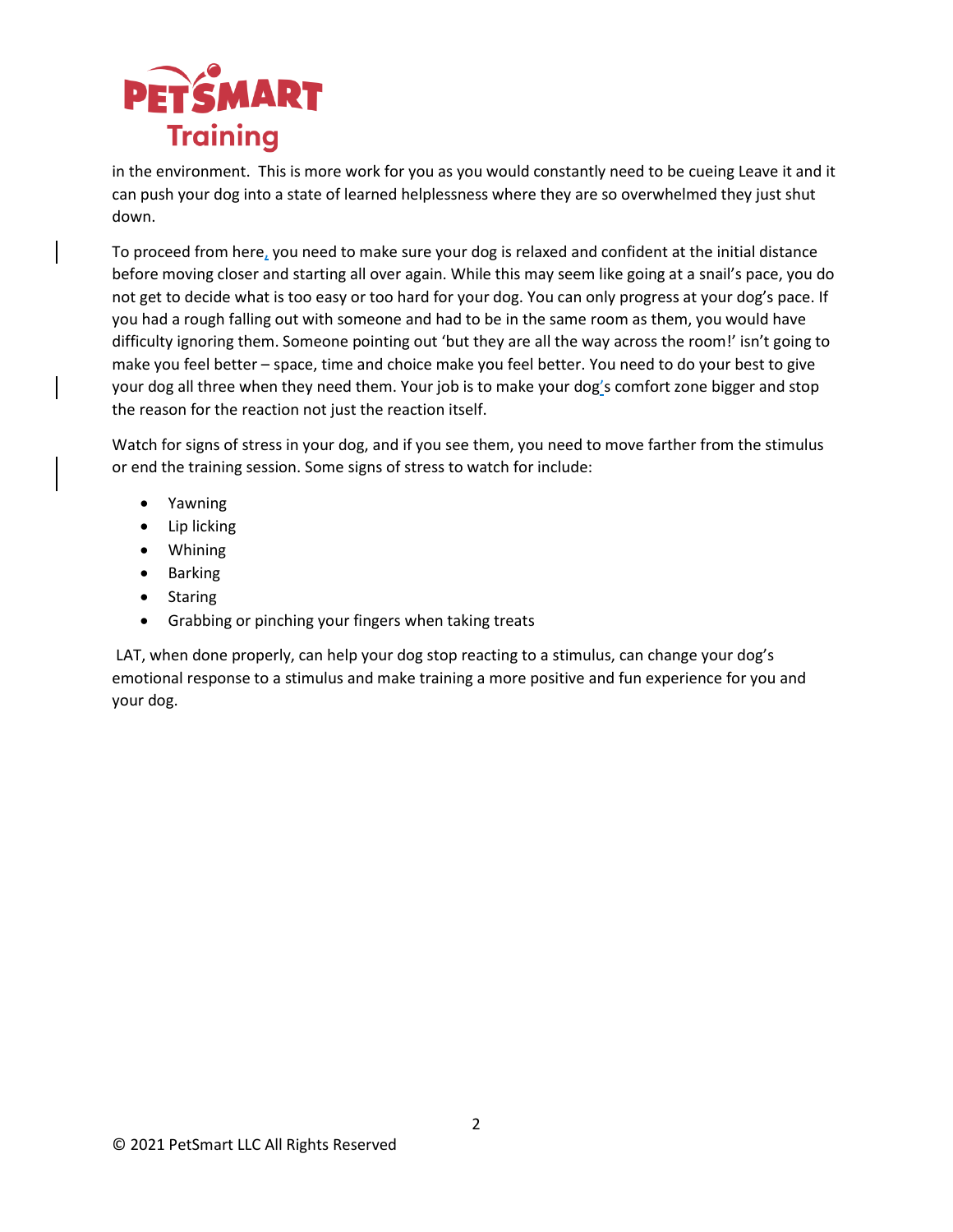in the environment. This is more work for you as you would constantly need to be cueing Leave it and it can push your dog into a state of learned helplessness where they are so overwhelmed they just shut down.

To proceed from here, you need to make sure your dog is relaxed and confident at the initial distance before moving closer and starting all over again. While this may seem like going at a snail's pace, you do not get to decide what is too easy or too hard for your dog. You can only progress at your dog's pace. If you had a rough falling out with someone and had to be in the same room as them, you would have difficulty ignoring them. Someone pointing out 'but they are all the way across the room!' isn't going to make you feel better – space, time and choice make you feel better. You need to do your best to give your dog all three when they need them. Your job is to make your dog's comfort zone bigger and stop the reason for the reaction not just the reaction itself.

Watch for signs of stress in your dog, and if you see them, you need to move farther from the stimulus or end the training session. Some signs of stress to watch for include:

- Yawning
- Lip licking
- Whining
- Barking
- Staring
- Grabbing or pinching your fingers when taking treats

LAT, when done properly, can help your dog stop reacting to a stimulus, can change your dog's emotional response to a stimulus and make training a more positive and fun experience for you and your dog.